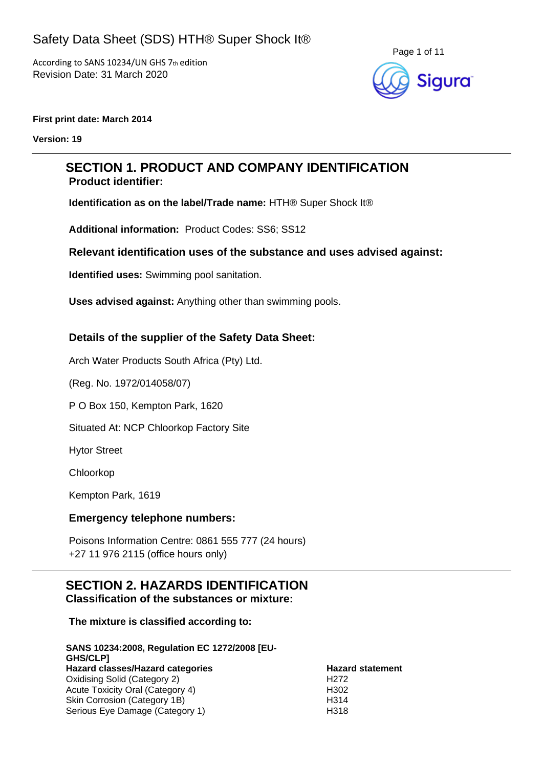# Safety Data Sheet (SDS) HTH® Super Shock It®

According to SANS 10234/UN GHS 7th edition
Revision Date: 31 March 2020

**First print date: March 2014**

**Version: 19**

## SECTION 1. PRODUCT AND COMPANY IDENTIFICATION

### Product identifier:

**Identification as on the label/Trade name:** HTH® Super Shock It®

**Additional information:** Product Codes: SS6; SS12

### Relevant identification uses of the substance and uses advised against:

**Identified uses:** Swimming pool sanitation.

**Uses advised against:** Anything other than swimming pools.

### Details of the supplier of the Safety Data Sheet:

Arch Water Products South Africa (Pty) Ltd.

(Reg. No. 1972/014058/07)

P O Box 150, Kempton Park, 1620

Situated At: NCP Chloorkop Factory Site

Hytor Street

Chloorkop

Kempton Park, 1619

### Emergency telephone numbers:

Poisons Information Centre: 0861 555 777 (24 hours)
+27 11 976 2115 (office hours only)

## SECTION 2. HAZARDS IDENTIFICATION

### Classification of the substances or mixture:

**The mixture is classified according to:**

**SANS 10234:2008, Regulation EC 1272/2008 [EU-GHS/CLP]**

| Hazard classes/Hazard categories | Hazard statement |
|---|---|
| Oxidising Solid (Category 2) | H272 |
| Acute Toxicity Oral (Category 4) | H302 |
| Skin Corrosion (Category 1B) | H314 |
| Serious Eye Damage (Category 1) | H318 |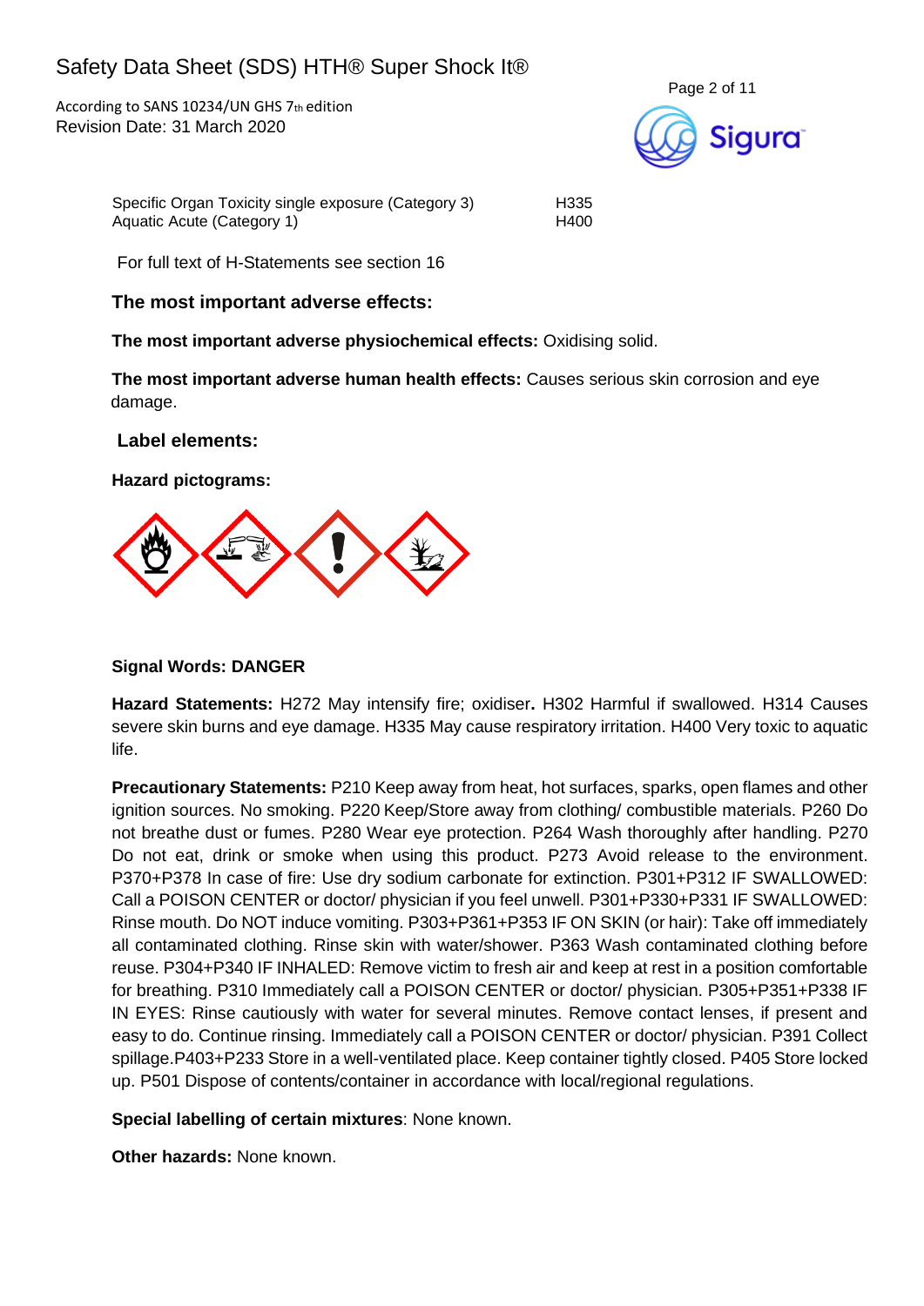| | |
|---|---|
| Specific Organ Toxicity single exposure (Category 3) | H335 |
| Aquatic Acute (Category 1) | H400 |

For full text of H-Statements see section 16

### The most important adverse effects:

**The most important adverse physiochemical effects:** Oxidising solid.

**The most important adverse human health effects:** Causes serious skin corrosion and eye damage.

### Label elements:

**Hazard pictograms:**

**Signal Words: DANGER**

**Hazard Statements:** H272 May intensify fire; oxidiser**.** H302 Harmful if swallowed. H314 Causes severe skin burns and eye damage. H335 May cause respiratory irritation. H400 Very toxic to aquatic life.

**Precautionary Statements:** P210 Keep away from heat, hot surfaces, sparks, open flames and other ignition sources. No smoking. P220 Keep/Store away from clothing/ combustible materials. P260 Do not breathe dust or fumes. P280 Wear eye protection. P264 Wash thoroughly after handling. P270 Do not eat, drink or smoke when using this product. P273 Avoid release to the environment. P370+P378 In case of fire: Use dry sodium carbonate for extinction. P301+P312 IF SWALLOWED: Call a POISON CENTER or doctor/ physician if you feel unwell. P301+P330+P331 IF SWALLOWED: Rinse mouth. Do NOT induce vomiting. P303+P361+P353 IF ON SKIN (or hair): Take off immediately all contaminated clothing. Rinse skin with water/shower. P363 Wash contaminated clothing before reuse. P304+P340 IF INHALED: Remove victim to fresh air and keep at rest in a position comfortable for breathing. P310 Immediately call a POISON CENTER or doctor/ physician. P305+P351+P338 IF IN EYES: Rinse cautiously with water for several minutes. Remove contact lenses, if present and easy to do. Continue rinsing. Immediately call a POISON CENTER or doctor/ physician. P391 Collect spillage.P403+P233 Store in a well-ventilated place. Keep container tightly closed. P405 Store locked up. P501 Dispose of contents/container in accordance with local/regional regulations.

**Special labelling of certain mixtures**: None known.

**Other hazards:** None known.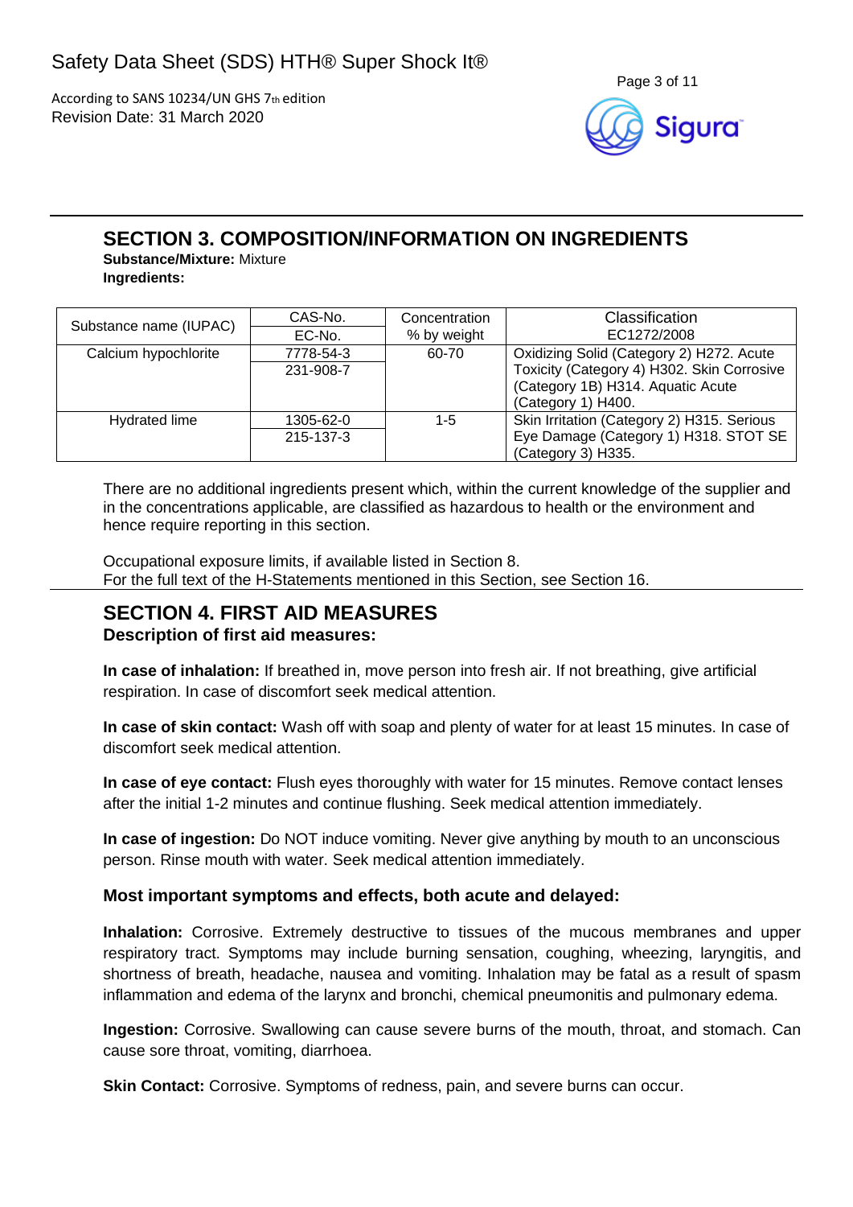## SECTION 3. COMPOSITION/INFORMATION ON INGREDIENTS

**Substance/Mixture:** Mixture

**Ingredients:**

| Substance name (IUPAC) | CAS-No. / EC-No. | Concentration % by weight | Classification EC1272/2008 |
|---|---|---|---|
| Calcium hypochlorite | 7778-54-3 / 231-908-7 | 60-70 | Oxidizing Solid (Category 2) H272. Acute Toxicity (Category 4) H302. Skin Corrosive (Category 1B) H314. Aquatic Acute (Category 1) H400. |
| Hydrated lime | 1305-62-0 / 215-137-3 | 1-5 | Skin Irritation (Category 2) H315. Serious Eye Damage (Category 1) H318. STOT SE (Category 3) H335. |

There are no additional ingredients present which, within the current knowledge of the supplier and in the concentrations applicable, are classified as hazardous to health or the environment and hence require reporting in this section.

Occupational exposure limits, if available listed in Section 8.
For the full text of the H-Statements mentioned in this Section, see Section 16.

## SECTION 4. FIRST AID MEASURES

### Description of first aid measures:

**In case of inhalation:** If breathed in, move person into fresh air. If not breathing, give artificial respiration. In case of discomfort seek medical attention.

**In case of skin contact:** Wash off with soap and plenty of water for at least 15 minutes. In case of discomfort seek medical attention.

**In case of eye contact:** Flush eyes thoroughly with water for 15 minutes. Remove contact lenses after the initial 1-2 minutes and continue flushing. Seek medical attention immediately.

**In case of ingestion:** Do NOT induce vomiting. Never give anything by mouth to an unconscious person. Rinse mouth with water. Seek medical attention immediately.

### Most important symptoms and effects, both acute and delayed:

**Inhalation:** Corrosive. Extremely destructive to tissues of the mucous membranes and upper respiratory tract. Symptoms may include burning sensation, coughing, wheezing, laryngitis, and shortness of breath, headache, nausea and vomiting. Inhalation may be fatal as a result of spasm inflammation and edema of the larynx and bronchi, chemical pneumonitis and pulmonary edema.

**Ingestion:** Corrosive. Swallowing can cause severe burns of the mouth, throat, and stomach. Can cause sore throat, vomiting, diarrhoea.

**Skin Contact:** Corrosive. Symptoms of redness, pain, and severe burns can occur.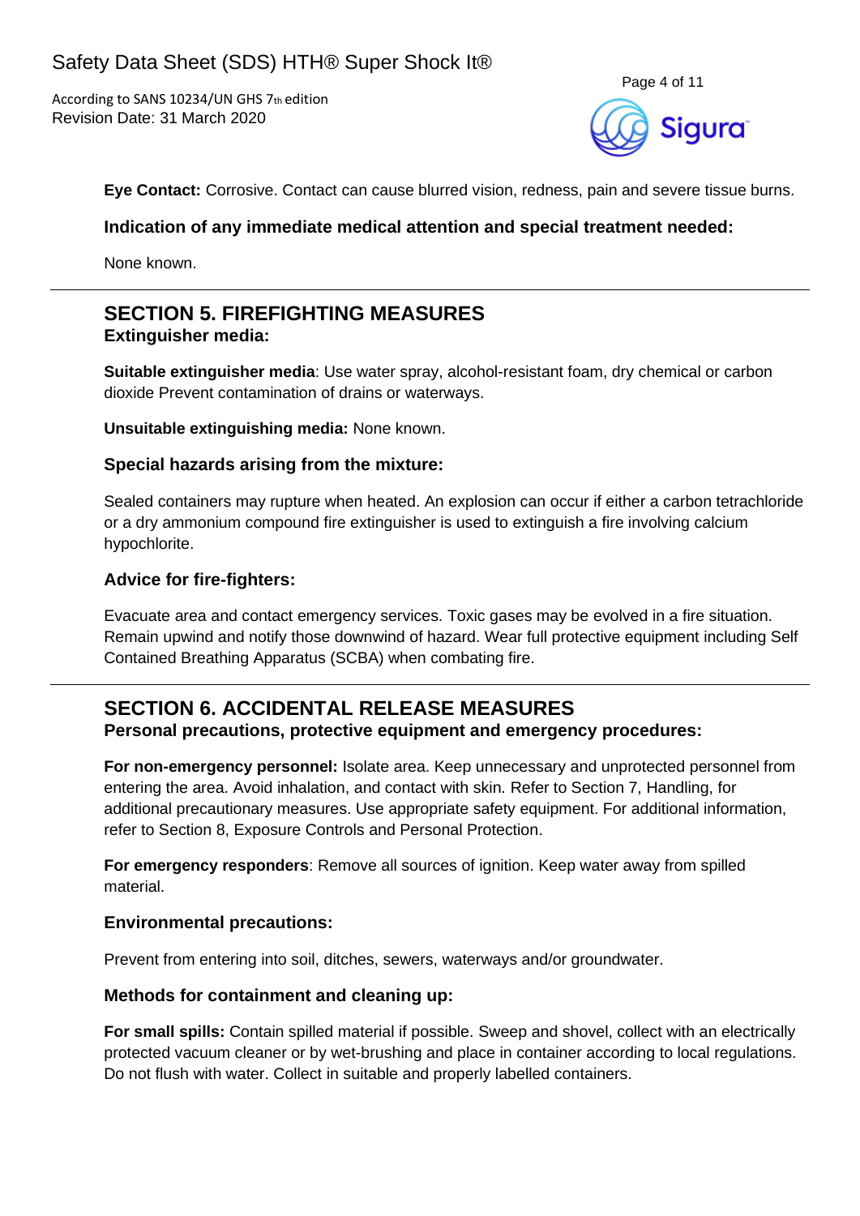**Eye Contact:** Corrosive. Contact can cause blurred vision, redness, pain and severe tissue burns.

### Indication of any immediate medical attention and special treatment needed:

None known.

## SECTION 5. FIREFIGHTING MEASURES

### Extinguisher media:

**Suitable extinguisher media**: Use water spray, alcohol-resistant foam, dry chemical or carbon dioxide Prevent contamination of drains or waterways.

**Unsuitable extinguishing media:** None known.

### Special hazards arising from the mixture:

Sealed containers may rupture when heated. An explosion can occur if either a carbon tetrachloride or a dry ammonium compound fire extinguisher is used to extinguish a fire involving calcium hypochlorite.

### Advice for fire-fighters:

Evacuate area and contact emergency services. Toxic gases may be evolved in a fire situation. Remain upwind and notify those downwind of hazard. Wear full protective equipment including Self Contained Breathing Apparatus (SCBA) when combating fire.

## SECTION 6. ACCIDENTAL RELEASE MEASURES

### Personal precautions, protective equipment and emergency procedures:

**For non-emergency personnel:** Isolate area. Keep unnecessary and unprotected personnel from entering the area. Avoid inhalation, and contact with skin. Refer to Section 7, Handling, for additional precautionary measures. Use appropriate safety equipment. For additional information, refer to Section 8, Exposure Controls and Personal Protection.

**For emergency responders**: Remove all sources of ignition. Keep water away from spilled material.

### Environmental precautions:

Prevent from entering into soil, ditches, sewers, waterways and/or groundwater.

### Methods for containment and cleaning up:

**For small spills:** Contain spilled material if possible. Sweep and shovel, collect with an electrically protected vacuum cleaner or by wet-brushing and place in container according to local regulations. Do not flush with water. Collect in suitable and properly labelled containers.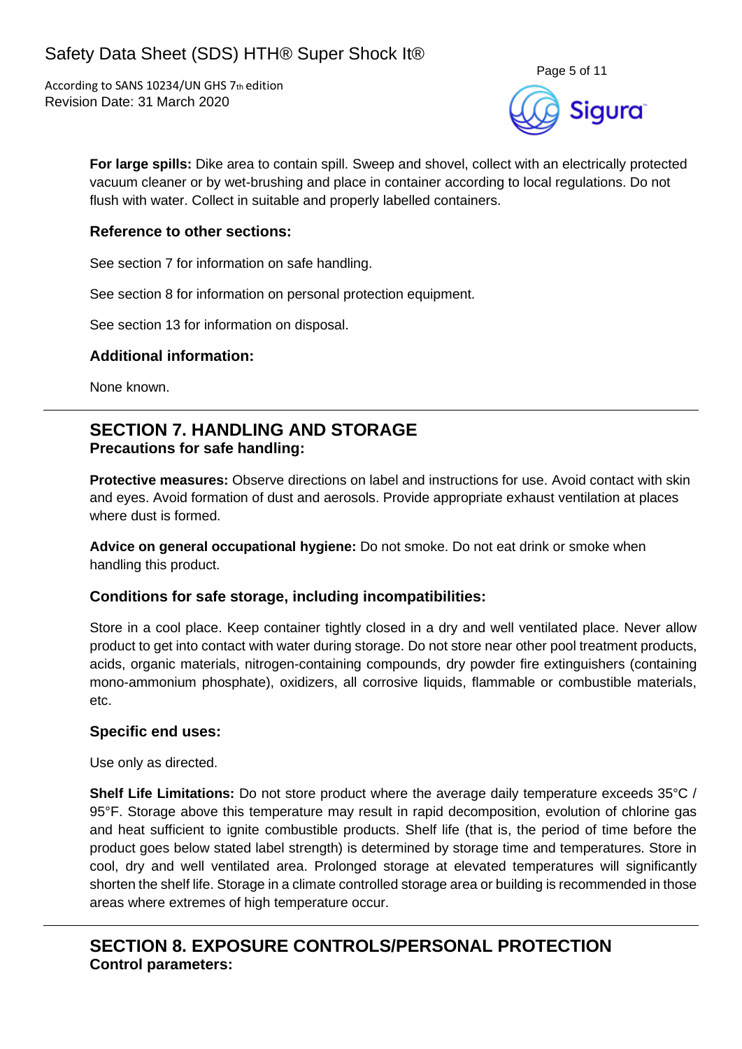**For large spills:** Dike area to contain spill. Sweep and shovel, collect with an electrically protected vacuum cleaner or by wet-brushing and place in container according to local regulations. Do not flush with water. Collect in suitable and properly labelled containers.

### Reference to other sections:

See section 7 for information on safe handling.

See section 8 for information on personal protection equipment.

See section 13 for information on disposal.

### Additional information:

None known.

---

## SECTION 7. HANDLING AND STORAGE

### Precautions for safe handling:

**Protective measures:** Observe directions on label and instructions for use. Avoid contact with skin and eyes. Avoid formation of dust and aerosols. Provide appropriate exhaust ventilation at places where dust is formed.

**Advice on general occupational hygiene:** Do not smoke. Do not eat drink or smoke when handling this product.

### Conditions for safe storage, including incompatibilities:

Store in a cool place. Keep container tightly closed in a dry and well ventilated place. Never allow product to get into contact with water during storage. Do not store near other pool treatment products, acids, organic materials, nitrogen-containing compounds, dry powder fire extinguishers (containing mono-ammonium phosphate), oxidizers, all corrosive liquids, flammable or combustible materials, etc.

### Specific end uses:

Use only as directed.

**Shelf Life Limitations:** Do not store product where the average daily temperature exceeds 35°C / 95°F. Storage above this temperature may result in rapid decomposition, evolution of chlorine gas and heat sufficient to ignite combustible products. Shelf life (that is, the period of time before the product goes below stated label strength) is determined by storage time and temperatures. Store in cool, dry and well ventilated area. Prolonged storage at elevated temperatures will significantly shorten the shelf life. Storage in a climate controlled storage area or building is recommended in those areas where extremes of high temperature occur.

---

## SECTION 8. EXPOSURE CONTROLS/PERSONAL PROTECTION

### Control parameters: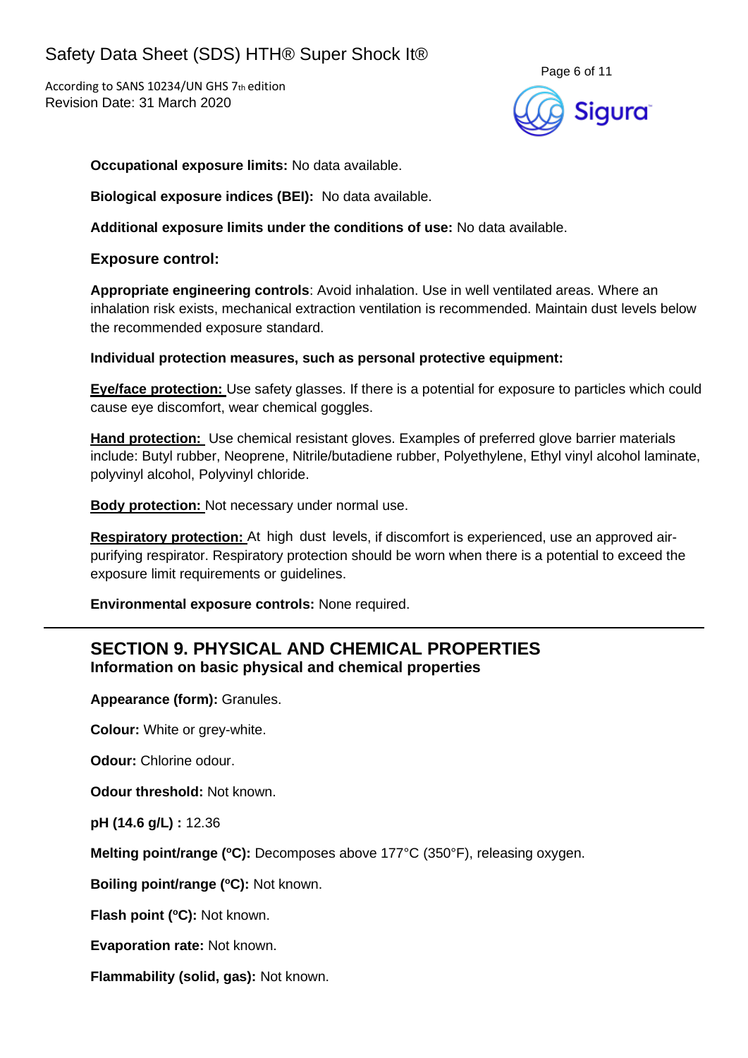**Occupational exposure limits:** No data available.

**Biological exposure indices (BEI):** No data available.

**Additional exposure limits under the conditions of use:** No data available.

### Exposure control:

**Appropriate engineering controls**: Avoid inhalation. Use in well ventilated areas. Where an inhalation risk exists, mechanical extraction ventilation is recommended. Maintain dust levels below the recommended exposure standard.

**Individual protection measures, such as personal protective equipment:**

**Eye/face protection:** Use safety glasses. If there is a potential for exposure to particles which could cause eye discomfort, wear chemical goggles.

**Hand protection:** Use chemical resistant gloves. Examples of preferred glove barrier materials include: Butyl rubber, Neoprene, Nitrile/butadiene rubber, Polyethylene, Ethyl vinyl alcohol laminate, polyvinyl alcohol, Polyvinyl chloride.

**Body protection:** Not necessary under normal use.

**Respiratory protection:** At high dust levels, if discomfort is experienced, use an approved air-purifying respirator. Respiratory protection should be worn when there is a potential to exceed the exposure limit requirements or guidelines.

**Environmental exposure controls:** None required.

---

## SECTION 9. PHYSICAL AND CHEMICAL PROPERTIES

### Information on basic physical and chemical properties

**Appearance (form):** Granules.

**Colour:** White or grey-white.

**Odour:** Chlorine odour.

**Odour threshold:** Not known.

**pH (14.6 g/L) :** 12.36

**Melting point/range (ºC):** Decomposes above 177°C (350°F), releasing oxygen.

**Boiling point/range (ºC):** Not known.

**Flash point (ºC):** Not known.

**Evaporation rate:** Not known.

**Flammability (solid, gas):** Not known.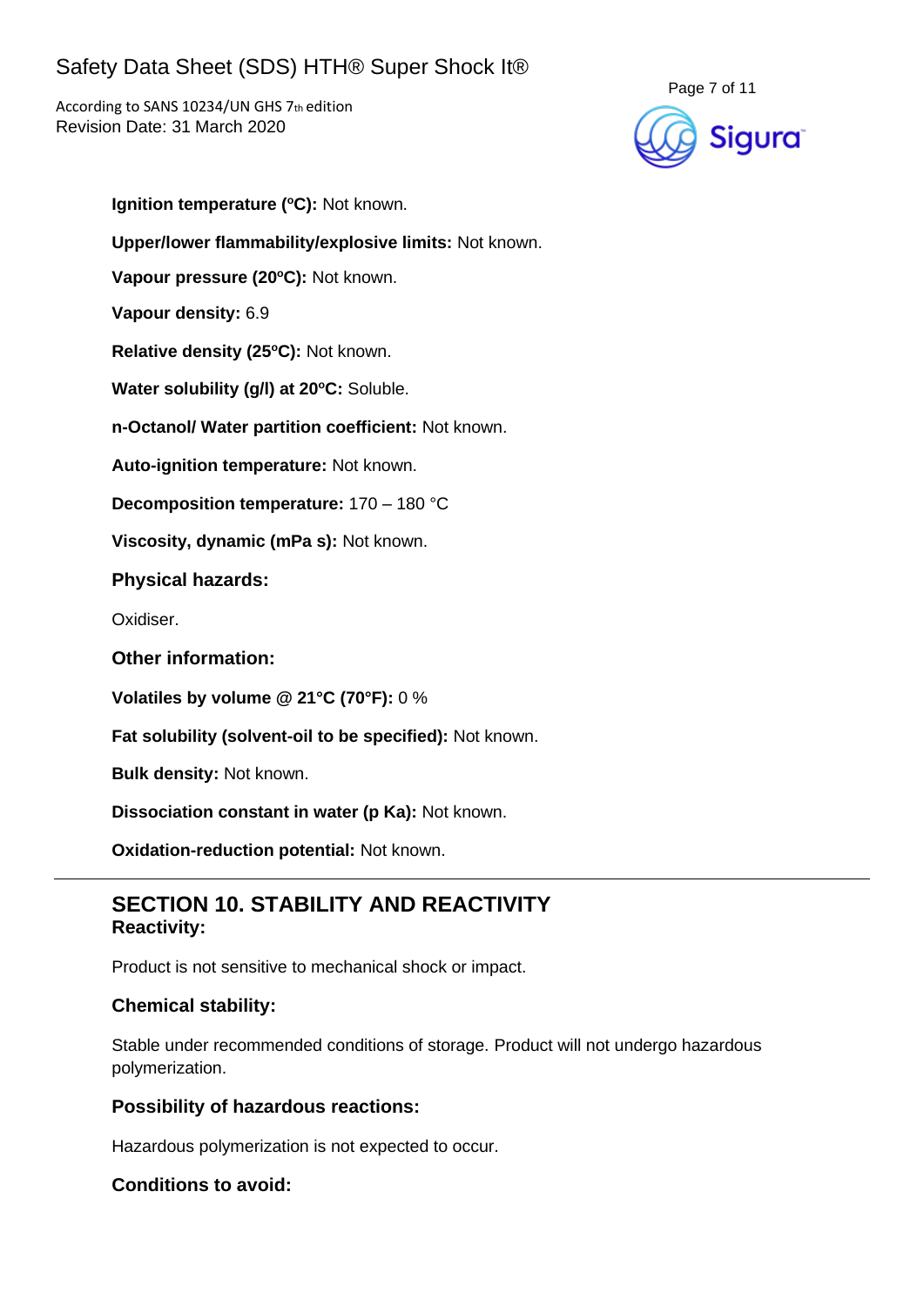**Ignition temperature (ºC):** Not known.

**Upper/lower flammability/explosive limits:** Not known.

**Vapour pressure (20ºC):** Not known.

**Vapour density:** 6.9

**Relative density (25ºC):** Not known.

**Water solubility (g/l) at 20ºC:** Soluble.

**n-Octanol/ Water partition coefficient:** Not known.

**Auto-ignition temperature:** Not known.

**Decomposition temperature:** 170 – 180 °C

**Viscosity, dynamic (mPa s):** Not known.

### Physical hazards:

Oxidiser.

### Other information:

**Volatiles by volume @ 21°C (70°F):** 0 %

**Fat solubility (solvent-oil to be specified):** Not known.

**Bulk density:** Not known.

**Dissociation constant in water (p Ka):** Not known.

**Oxidation-reduction potential:** Not known.

---

## SECTION 10. STABILITY AND REACTIVITY

### Reactivity:

Product is not sensitive to mechanical shock or impact.

### Chemical stability:

Stable under recommended conditions of storage. Product will not undergo hazardous polymerization.

### Possibility of hazardous reactions:

Hazardous polymerization is not expected to occur.

### Conditions to avoid: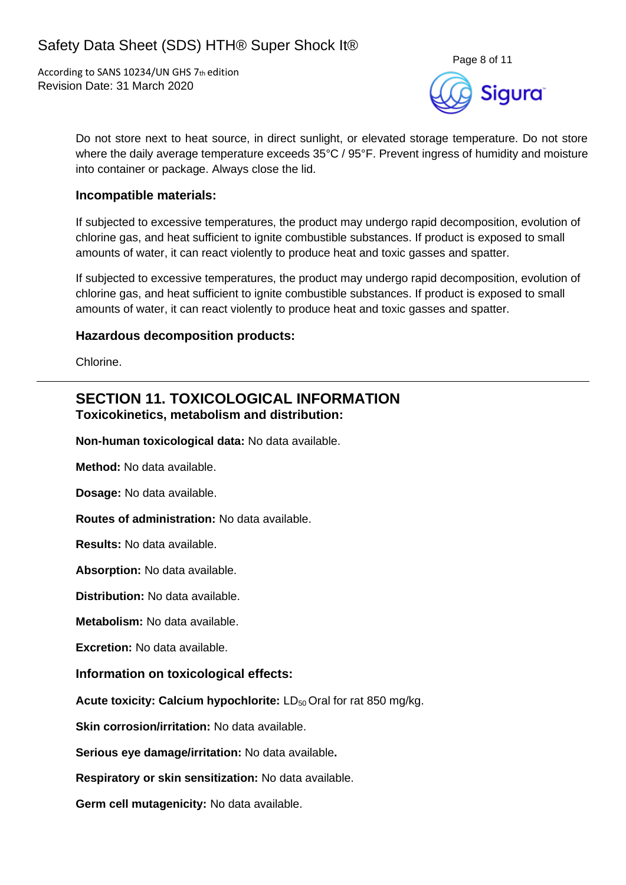Do not store next to heat source, in direct sunlight, or elevated storage temperature. Do not store where the daily average temperature exceeds 35°C / 95°F. Prevent ingress of humidity and moisture into container or package. Always close the lid.

### Incompatible materials:

If subjected to excessive temperatures, the product may undergo rapid decomposition, evolution of chlorine gas, and heat sufficient to ignite combustible substances. If product is exposed to small amounts of water, it can react violently to produce heat and toxic gasses and spatter.

If subjected to excessive temperatures, the product may undergo rapid decomposition, evolution of chlorine gas, and heat sufficient to ignite combustible substances. If product is exposed to small amounts of water, it can react violently to produce heat and toxic gasses and spatter.

### Hazardous decomposition products:

Chlorine.

---

## SECTION 11. TOXICOLOGICAL INFORMATION

### Toxicokinetics, metabolism and distribution:

**Non-human toxicological data:** No data available.

**Method:** No data available.

**Dosage:** No data available.

**Routes of administration:** No data available.

**Results:** No data available.

**Absorption:** No data available.

**Distribution:** No data available.

**Metabolism:** No data available.

**Excretion:** No data available.

### Information on toxicological effects:

**Acute toxicity: Calcium hypochlorite:** $LD_{50}$ Oral for rat 850 mg/kg.

**Skin corrosion/irritation:** No data available.

**Serious eye damage/irritation:** No data available**.**

**Respiratory or skin sensitization:** No data available.

**Germ cell mutagenicity:** No data available.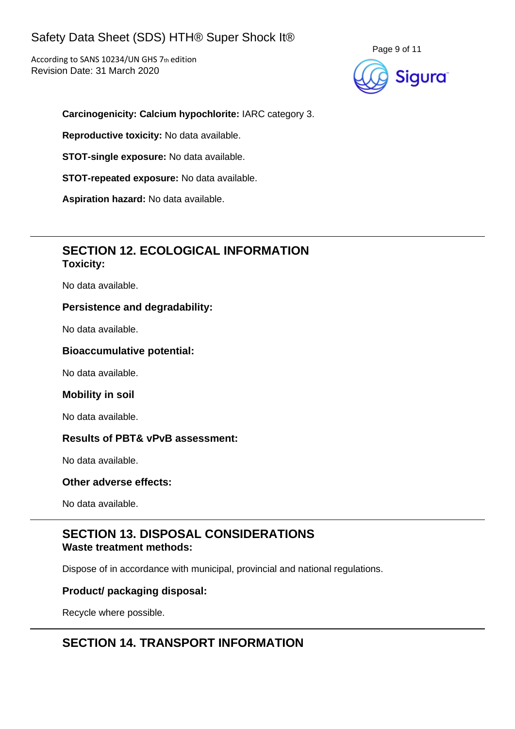**Carcinogenicity: Calcium hypochlorite:** IARC category 3.

**Reproductive toxicity:** No data available.

**STOT-single exposure:** No data available.

**STOT-repeated exposure:** No data available.

**Aspiration hazard:** No data available.

## SECTION 12. ECOLOGICAL INFORMATION

**Toxicity:**

No data available.

**Persistence and degradability:**

No data available.

**Bioaccumulative potential:**

No data available.

**Mobility in soil**

No data available.

**Results of PBT& vPvB assessment:**

No data available.

**Other adverse effects:**

No data available.

## SECTION 13. DISPOSAL CONSIDERATIONS

**Waste treatment methods:**

Dispose of in accordance with municipal, provincial and national regulations.

**Product/ packaging disposal:**

Recycle where possible.

## SECTION 14. TRANSPORT INFORMATION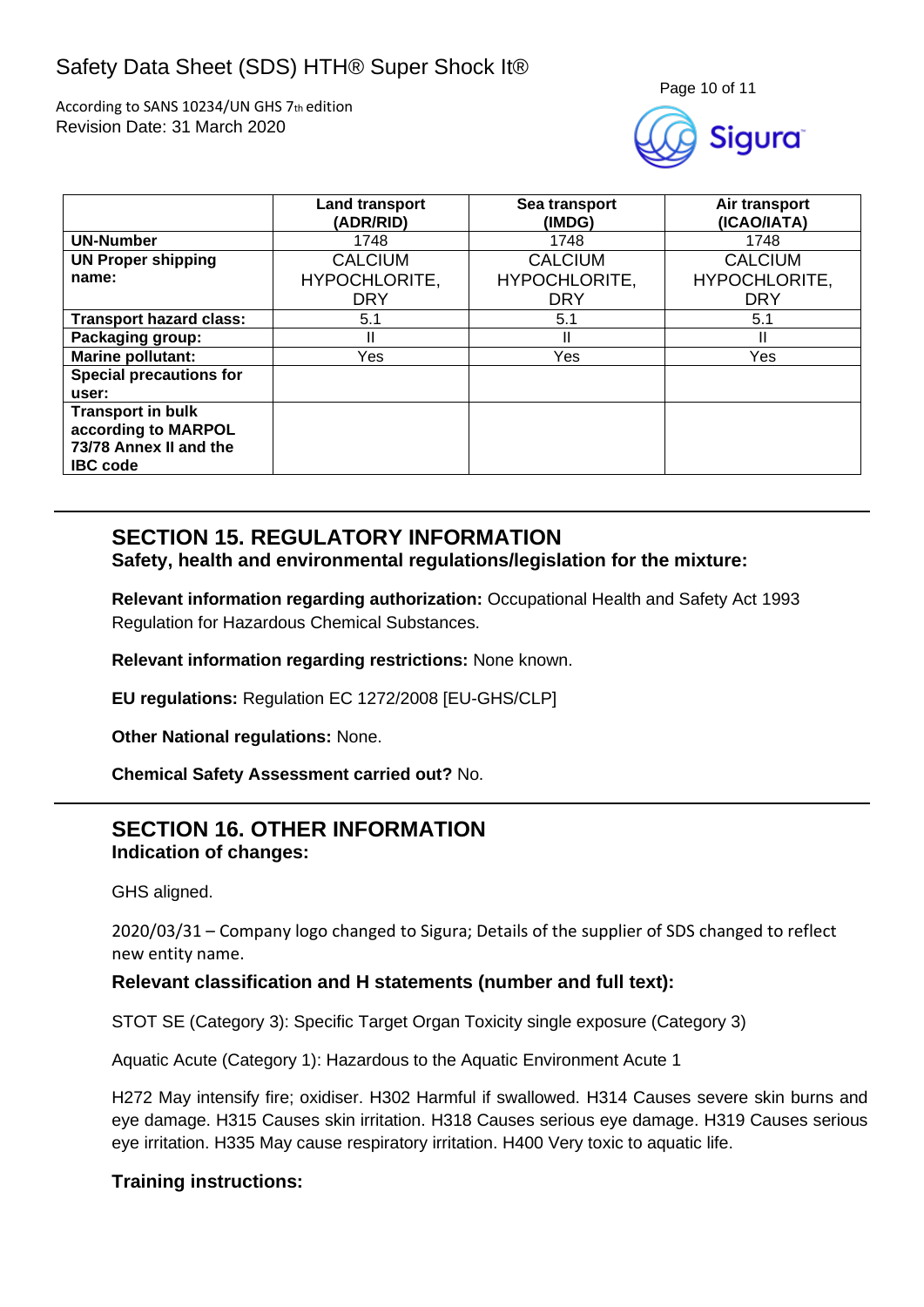| | Land transport (ADR/RID) | Sea transport (IMDG) | Air transport (ICAO/IATA) |
|---|---|---|---|
| **UN-Number** | 1748 | 1748 | 1748 |
| **UN Proper shipping name:** | CALCIUM HYPOCHLORITE, DRY | CALCIUM HYPOCHLORITE, DRY | CALCIUM HYPOCHLORITE, DRY |
| **Transport hazard class:** | 5.1 | 5.1 | 5.1 |
| **Packaging group:** | II | II | II |
| **Marine pollutant:** | Yes | Yes | Yes |
| **Special precautions for user:** | | | |
| **Transport in bulk according to MARPOL 73/78 Annex II and the IBC code** | | | |

## SECTION 15. REGULATORY INFORMATION

### Safety, health and environmental regulations/legislation for the mixture:

**Relevant information regarding authorization:** Occupational Health and Safety Act 1993 Regulation for Hazardous Chemical Substances.

**Relevant information regarding restrictions:** None known.

**EU regulations:** Regulation EC 1272/2008 [EU-GHS/CLP]

**Other National regulations:** None.

**Chemical Safety Assessment carried out?** No.

## SECTION 16. OTHER INFORMATION

### Indication of changes:

GHS aligned.

2020/03/31 – Company logo changed to Sigura; Details of the supplier of SDS changed to reflect new entity name.

### Relevant classification and H statements (number and full text):

STOT SE (Category 3): Specific Target Organ Toxicity single exposure (Category 3)

Aquatic Acute (Category 1): Hazardous to the Aquatic Environment Acute 1

H272 May intensify fire; oxidiser. H302 Harmful if swallowed. H314 Causes severe skin burns and eye damage. H315 Causes skin irritation. H318 Causes serious eye damage. H319 Causes serious eye irritation. H335 May cause respiratory irritation. H400 Very toxic to aquatic life.

### Training instructions: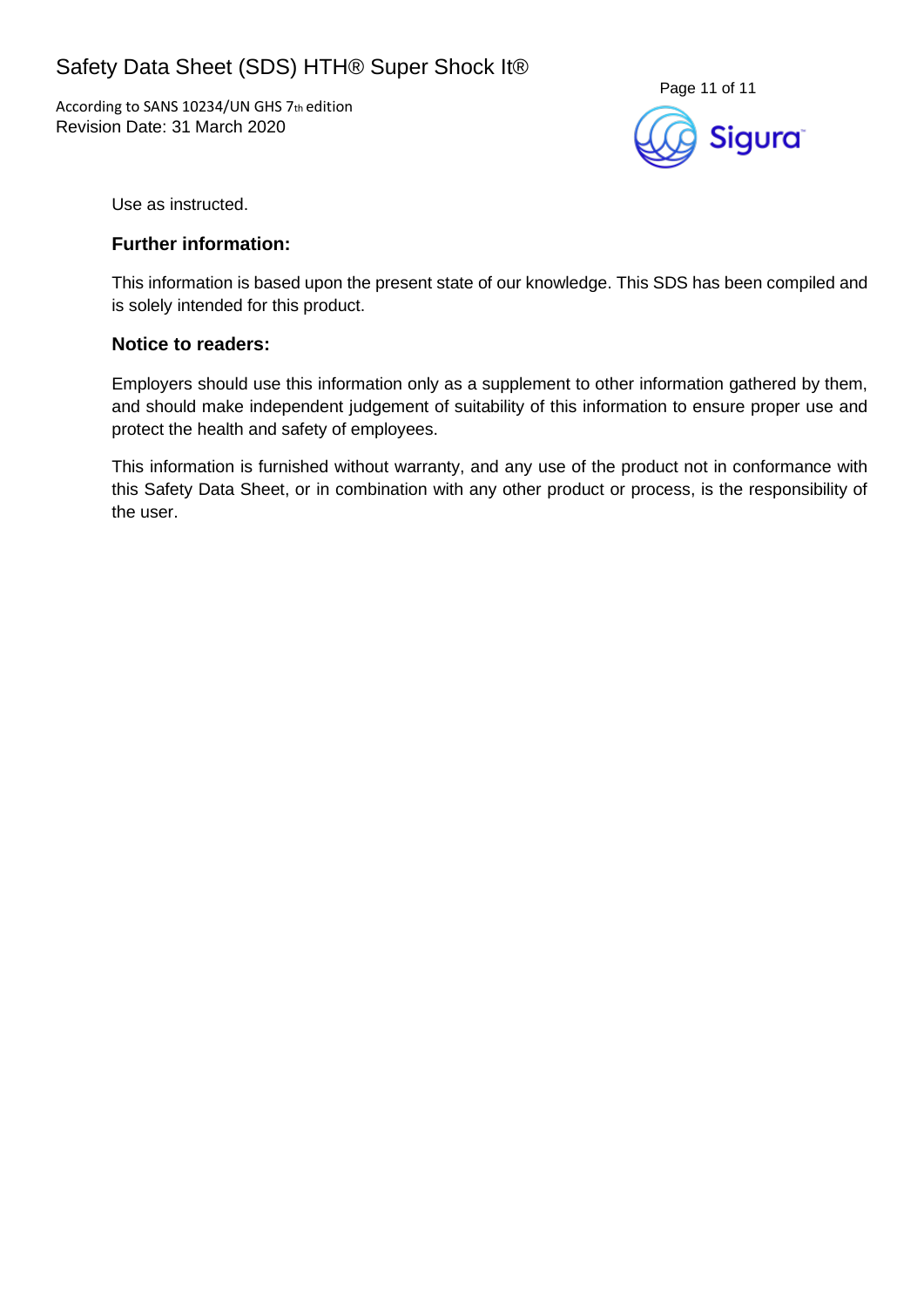Use as instructed.

### Further information:

This information is based upon the present state of our knowledge. This SDS has been compiled and is solely intended for this product.

### Notice to readers:

Employers should use this information only as a supplement to other information gathered by them, and should make independent judgement of suitability of this information to ensure proper use and protect the health and safety of employees.

This information is furnished without warranty, and any use of the product not in conformance with this Safety Data Sheet, or in combination with any other product or process, is the responsibility of the user.